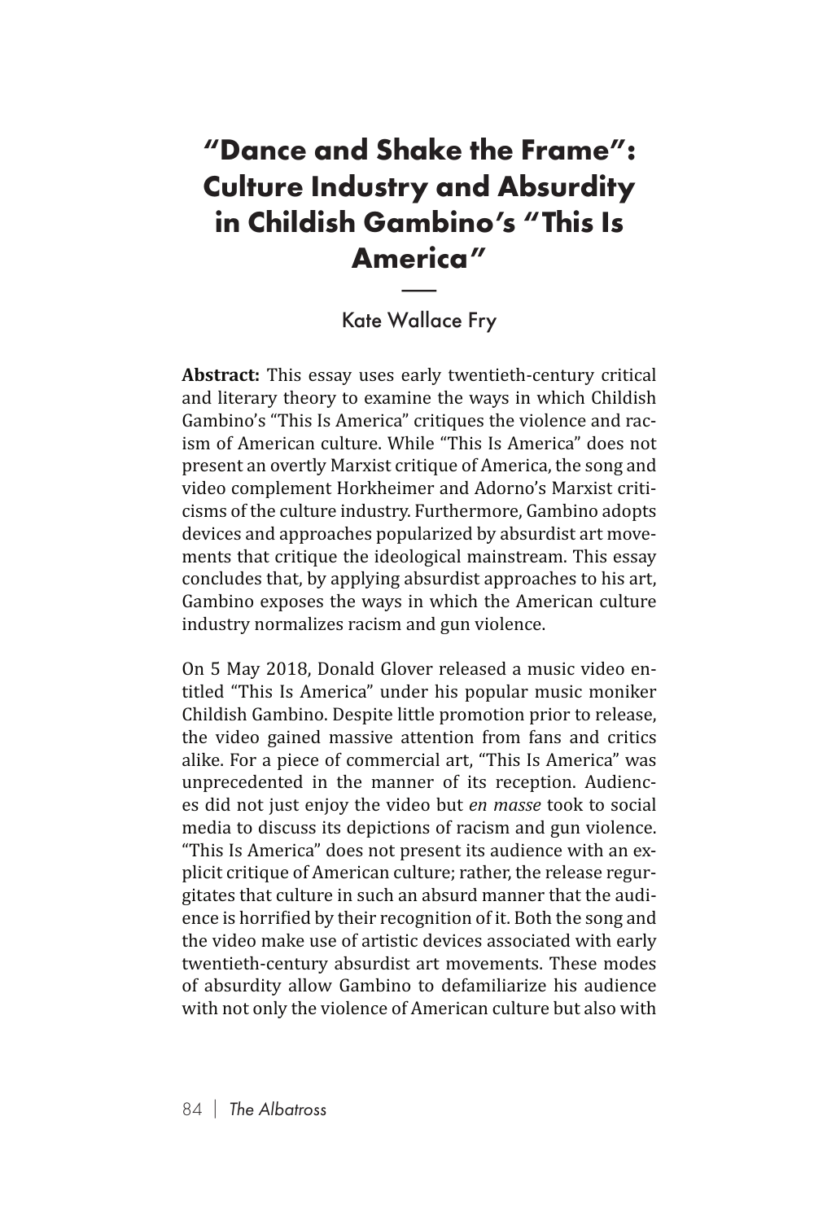# "Dance and Shake the Frame": Culture Industry and Absurdity in Childish Gambino's "This Is America"

Kate Wallace Fry

**Abstract:** This essay uses early twentieth-century critical and literary theory to examine the ways in which Childish Gambino's "This Is America" critiques the violence and racism of American culture. While "This Is America" does not present an overtly Marxist critique of America, the song and video complement Horkheimer and Adorno's Marxist criticisms of the culture industry. Furthermore, Gambino adopts devices and approaches popularized by absurdist art movements that critique the ideological mainstream. This essay concludes that, by applying absurdist approaches to his art, Gambino exposes the ways in which the American culture industry normalizes racism and gun violence.

On 5 May 2018, Donald Glover released a music video entitled "This Is America" under his popular music moniker Childish Gambino. Despite little promotion prior to release, the video gained massive attention from fans and critics alike. For a piece of commercial art, "This Is America" was unprecedented in the manner of its reception. Audiences did not just enjoy the video but *en masse* took to social media to discuss its depictions of racism and gun violence. "This Is America" does not present its audience with an explicit critique of American culture; rather, the release regurgitates that culture in such an absurd manner that the audience is horrified by their recognition of it. Both the song and the video make use of artistic devices associated with early twentieth-century absurdist art movements. These modes of absurdity allow Gambino to defamiliarize his audience with not only the violence of American culture but also with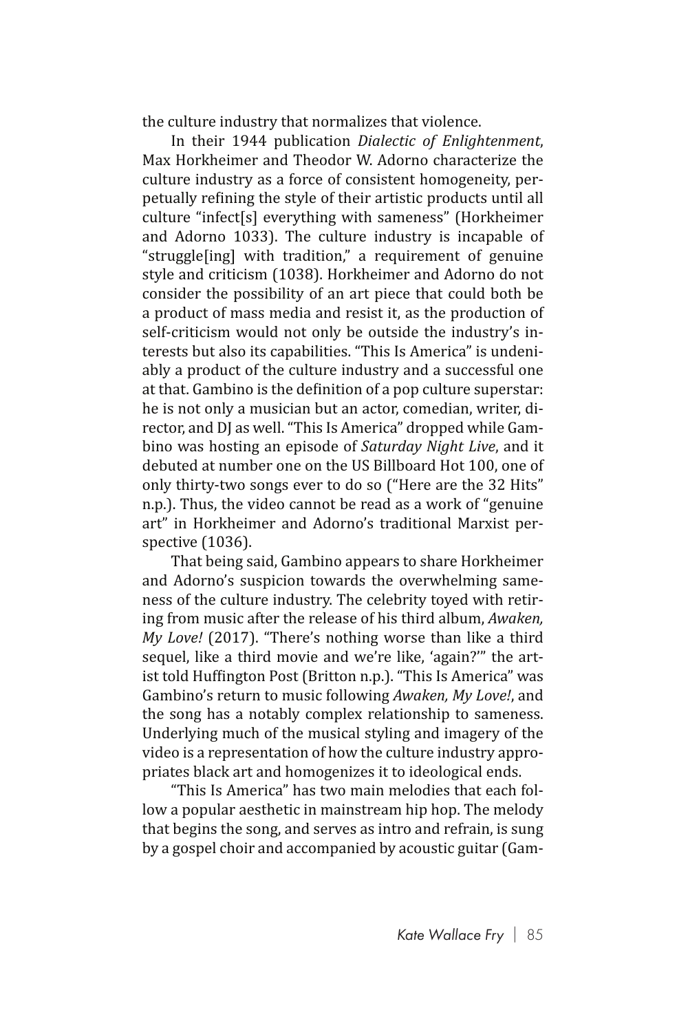the culture industry that normalizes that violence.

In their 1944 publication *Dialectic of Enlightenment*, Max Horkheimer and Theodor W. Adorno characterize the culture industry as a force of consistent homogeneity, perpetually refining the style of their artistic products until all culture "infect[s] everything with sameness" (Horkheimer and Adorno 1033). The culture industry is incapable of "struggle[ing] with tradition," a requirement of genuine style and criticism (1038). Horkheimer and Adorno do not consider the possibility of an art piece that could both be a product of mass media and resist it, as the production of self-criticism would not only be outside the industry's interests but also its capabilities. "This Is America" is undeniably a product of the culture industry and a successful one at that. Gambino is the definition of a pop culture superstar: he is not only a musician but an actor, comedian, writer, director, and DJ as well. "This Is America" dropped while Gambino was hosting an episode of *Saturday Night Live*, and it debuted at number one on the US Billboard Hot 100, one of only thirty-two songs ever to do so ("Here are the 32 Hits" n.p.). Thus, the video cannot be read as a work of "genuine art" in Horkheimer and Adorno's traditional Marxist perspective (1036).

That being said, Gambino appears to share Horkheimer and Adorno's suspicion towards the overwhelming sameness of the culture industry. The celebrity toyed with retiring from music after the release of his third album, *Awaken, My Love!* (2017). "There's nothing worse than like a third sequel, like a third movie and we're like, 'again?'" the artist told Huffington Post (Britton n.p.). "This Is America" was Gambino's return to music following *Awaken, My Love!*, and the song has a notably complex relationship to sameness. Underlying much of the musical styling and imagery of the video is a representation of how the culture industry appropriates black art and homogenizes it to ideological ends.

"This Is America" has two main melodies that each follow a popular aesthetic in mainstream hip hop. The melody that begins the song, and serves as intro and refrain, is sung by a gospel choir and accompanied by acoustic guitar (Gam-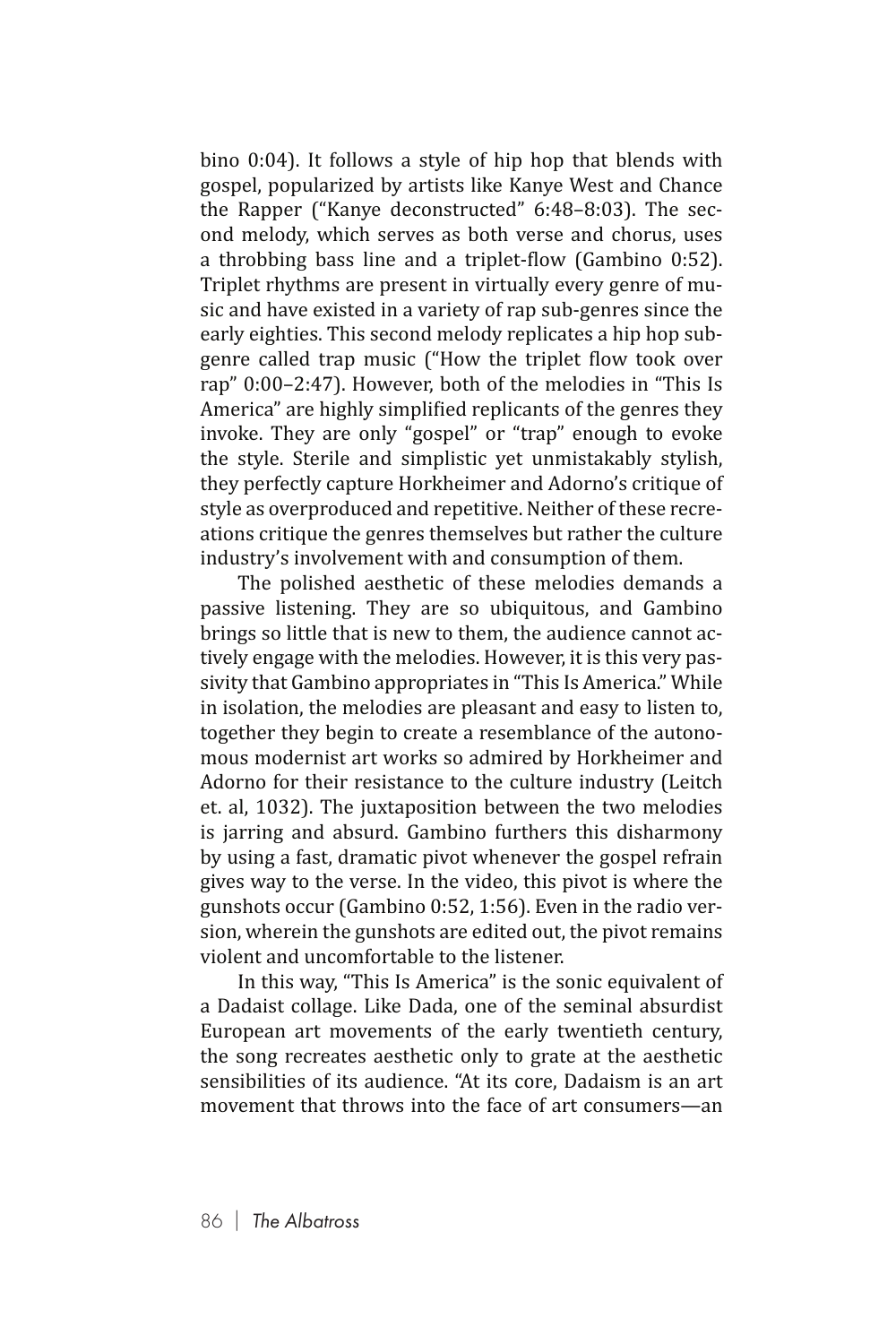bino 0:04). It follows a style of hip hop that blends with gospel, popularized by artists like Kanye West and Chance the Rapper ("Kanye deconstructed" 6:48–8:03). The second melody, which serves as both verse and chorus, uses a throbbing bass line and a triplet-flow (Gambino 0:52). Triplet rhythms are present in virtually every genre of music and have existed in a variety of rap sub-genres since the early eighties. This second melody replicates a hip hop subgenre called trap music ("How the triplet flow took over rap" 0:00–2:47). However, both of the melodies in "This Is America" are highly simplified replicants of the genres they invoke. They are only "gospel" or "trap" enough to evoke the style. Sterile and simplistic yet unmistakably stylish, they perfectly capture Horkheimer and Adorno's critique of style as overproduced and repetitive. Neither of these recreations critique the genres themselves but rather the culture industry's involvement with and consumption of them.

The polished aesthetic of these melodies demands a passive listening. They are so ubiquitous, and Gambino brings so little that is new to them, the audience cannot actively engage with the melodies. However, it is this very passivity that Gambino appropriates in "This Is America." While in isolation, the melodies are pleasant and easy to listen to, together they begin to create a resemblance of the autonomous modernist art works so admired by Horkheimer and Adorno for their resistance to the culture industry (Leitch et. al, 1032). The juxtaposition between the two melodies is jarring and absurd. Gambino furthers this disharmony by using a fast, dramatic pivot whenever the gospel refrain gives way to the verse. In the video, this pivot is where the gunshots occur (Gambino 0:52, 1:56). Even in the radio version, wherein the gunshots are edited out, the pivot remains violent and uncomfortable to the listener.

In this way, "This Is America" is the sonic equivalent of a Dadaist collage. Like Dada, one of the seminal absurdist European art movements of the early twentieth century, the song recreates aesthetic only to grate at the aesthetic sensibilities of its audience. "At its core, Dadaism is an art movement that throws into the face of art consumers—an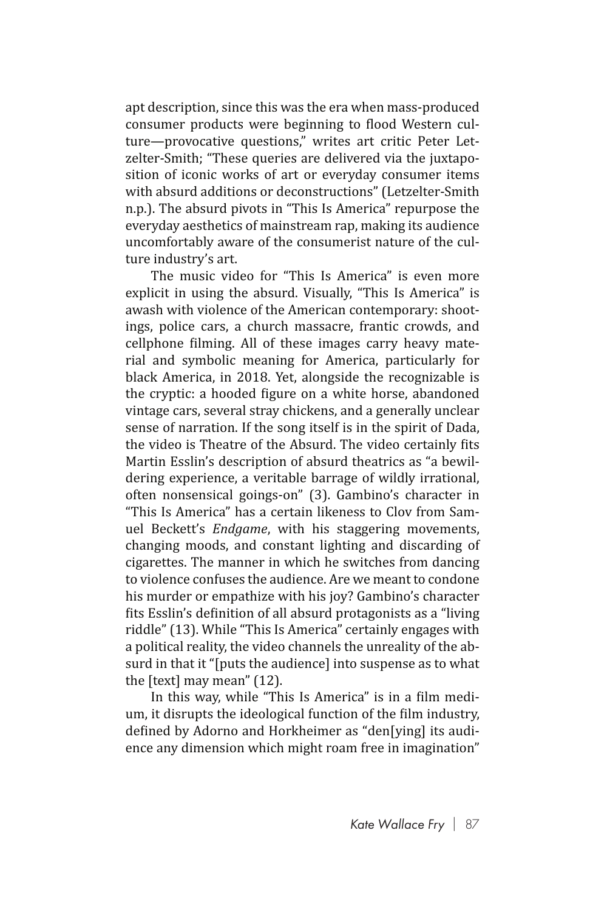apt description, since this was the era when mass-produced consumer products were beginning to flood Western culture—provocative questions," writes art critic Peter Letzelter-Smith; "These queries are delivered via the juxtaposition of iconic works of art or everyday consumer items with absurd additions or deconstructions" (Letzelter-Smith n.p.). The absurd pivots in "This Is America" repurpose the everyday aesthetics of mainstream rap, making its audience uncomfortably aware of the consumerist nature of the culture industry's art.

The music video for "This Is America" is even more explicit in using the absurd. Visually, "This Is America" is awash with violence of the American contemporary: shootings, police cars, a church massacre, frantic crowds, and cellphone filming. All of these images carry heavy material and symbolic meaning for America, particularly for black America, in 2018. Yet, alongside the recognizable is the cryptic: a hooded figure on a white horse, abandoned vintage cars, several stray chickens, and a generally unclear sense of narration. If the song itself is in the spirit of Dada, the video is Theatre of the Absurd. The video certainly fits Martin Esslin's description of absurd theatrics as "a bewildering experience, a veritable barrage of wildly irrational, often nonsensical goings-on" (3). Gambino's character in "This Is America" has a certain likeness to Clov from Samuel Beckett's *Endgame*, with his staggering movements, changing moods, and constant lighting and discarding of cigarettes. The manner in which he switches from dancing to violence confuses the audience. Are we meant to condone his murder or empathize with his joy? Gambino's character fits Esslin's definition of all absurd protagonists as a "living riddle" (13). While "This Is America" certainly engages with a political reality, the video channels the unreality of the absurd in that it "[puts the audience] into suspense as to what the [text] may mean" (12).

In this way, while "This Is America" is in a film medium, it disrupts the ideological function of the film industry, defined by Adorno and Horkheimer as "den[ying] its audience any dimension which might roam free in imagination"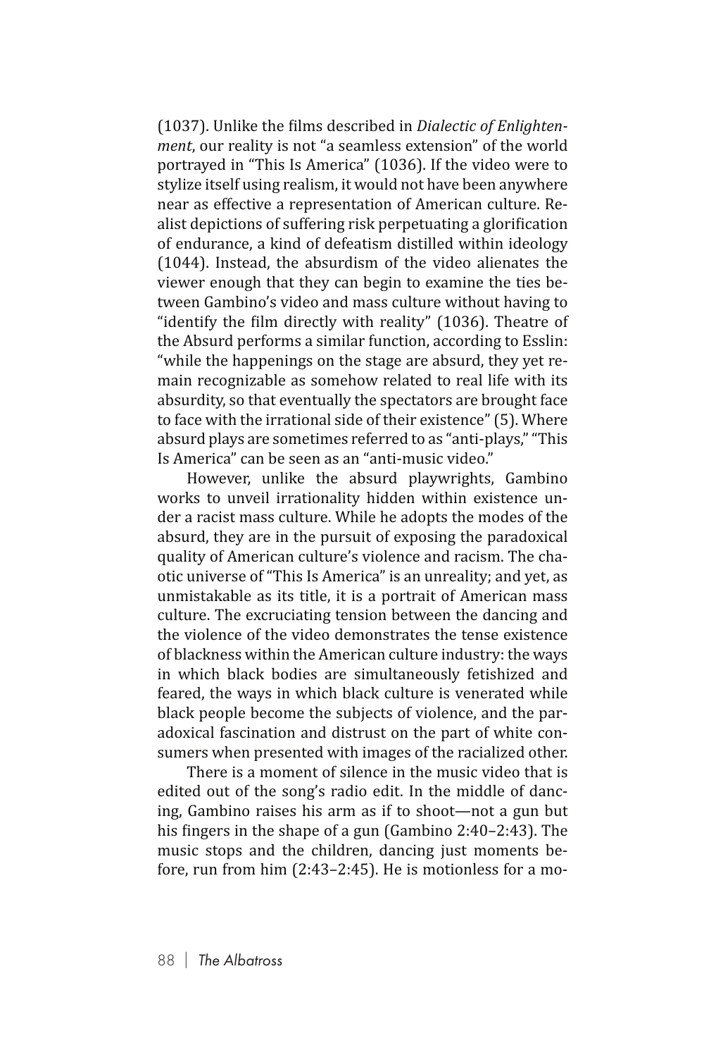(1037). Unlike the films described in *Dialectic of Enlightenment*, our reality is not "a seamless extension" of the world portrayed in "This Is America" (1036). If the video were to stylize itself using realism, it would not have been anywhere near as effective a representation of American culture. Realist depictions of suffering risk perpetuating a glorification of endurance, a kind of defeatism distilled within ideology (1044). Instead, the absurdism of the video alienates the viewer enough that they can begin to examine the ties between Gambino's video and mass culture without having to "identify the film directly with reality" (1036). Theatre of the Absurd performs a similar function, according to Esslin: "while the happenings on the stage are absurd, they yet remain recognizable as somehow related to real life with its absurdity, so that eventually the spectators are brought face to face with the irrational side of their existence" (5). Where absurd plays are sometimes referred to as "anti-plays," "This Is America" can be seen as an "anti-music video."

However, unlike the absurd playwrights, Gambino works to unveil irrationality hidden within existence under a racist mass culture. While he adopts the modes of the absurd, they are in the pursuit of exposing the paradoxical quality of American culture's violence and racism. The chaotic universe of "This Is America" is an unreality; and yet, as unmistakable as its title, it is a portrait of American mass culture. The excruciating tension between the dancing and the violence of the video demonstrates the tense existence of blackness within the American culture industry: the ways in which black bodies are simultaneously fetishized and feared, the ways in which black culture is venerated while black people become the subjects of violence, and the paradoxical fascination and distrust on the part of white consumers when presented with images of the racialized other.

There is a moment of silence in the music video that is edited out of the song's radio edit. In the middle of dancing, Gambino raises his arm as if to shoot—not a gun but his fingers in the shape of a gun (Gambino 2:40–2:43). The music stops and the children, dancing just moments before, run from him (2:43–2:45). He is motionless for a mo-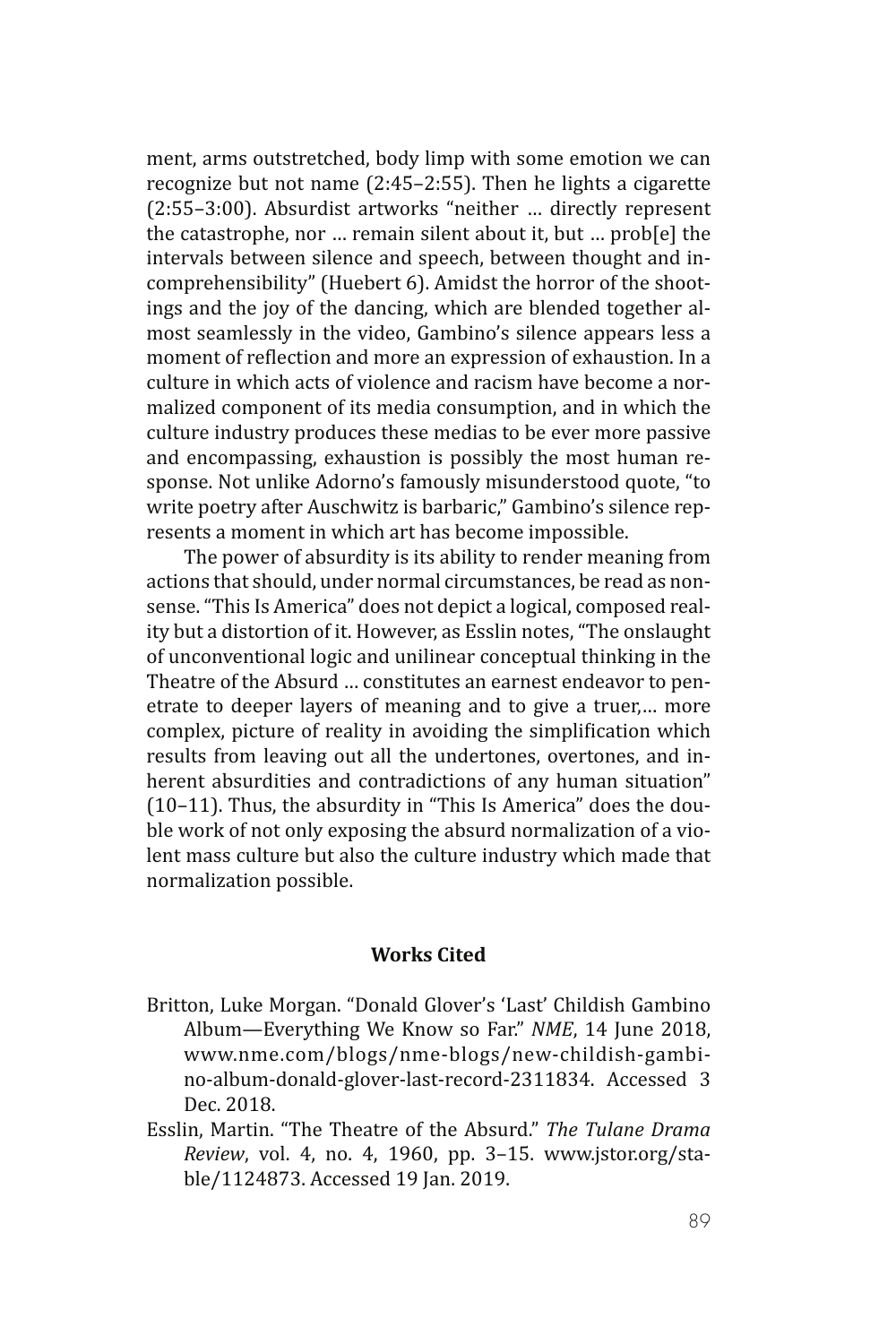ment, arms outstretched, body limp with some emotion we can recognize but not name (2:45–2:55). Then he lights a cigarette (2:55–3:00). Absurdist artworks "neither … directly represent the catastrophe, nor … remain silent about it, but … prob[e] the intervals between silence and speech, between thought and incomprehensibility" (Huebert 6). Amidst the horror of the shootings and the joy of the dancing, which are blended together almost seamlessly in the video, Gambino's silence appears less a moment of reflection and more an expression of exhaustion. In a culture in which acts of violence and racism have become a normalized component of its media consumption, and in which the culture industry produces these medias to be ever more passive and encompassing, exhaustion is possibly the most human response. Not unlike Adorno's famously misunderstood quote, "to write poetry after Auschwitz is barbaric," Gambino's silence represents a moment in which art has become impossible.

The power of absurdity is its ability to render meaning from actions that should, under normal circumstances, be read as nonsense. "This Is America" does not depict a logical, composed reality but a distortion of it. However, as Esslin notes, "The onslaught of unconventional logic and unilinear conceptual thinking in the Theatre of the Absurd … constitutes an earnest endeavor to penetrate to deeper layers of meaning and to give a truer,… more complex, picture of reality in avoiding the simplification which results from leaving out all the undertones, overtones, and inherent absurdities and contradictions of any human situation" (10–11). Thus, the absurdity in "This Is America" does the double work of not only exposing the absurd normalization of a violent mass culture but also the culture industry which made that normalization possible.

## Works Cited

Britton, Luke Morgan. "Donald Glover's 'Last' Childish Gambino Album—Everything We Know so Far." *NME*, 14 June 2018, www.nme.com/blogs/nme-blogs/new-childish-gambino-album-donald-glover-last-record-2311834. Accessed 3 Dec. 2018.

Esslin, Martin. "The Theatre of the Absurd." *The Tulane Drama Review*, vol. 4, no. 4, 1960, pp. 3–15. www.jstor.org/stable/1124873. Accessed 19 Jan. 2019.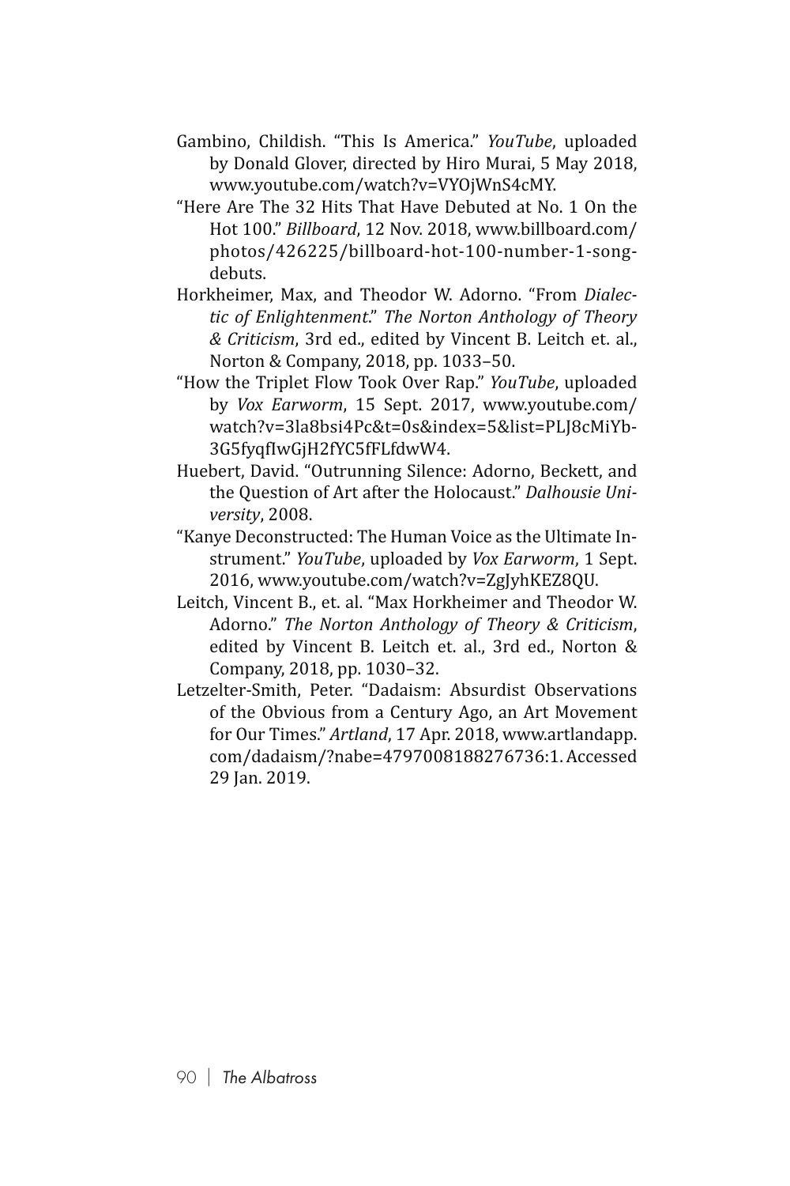Gambino, Childish. "This Is America." *YouTube*, uploaded by Donald Glover, directed by Hiro Murai, 5 May 2018, www.youtube.com/watch?v=VYOjWnS4cMY.

"Here Are The 32 Hits That Have Debuted at No. 1 On the Hot 100." *Billboard*, 12 Nov. 2018, www.billboard.com/photos/426225/billboard-hot-100-number-1-song-debuts.

Horkheimer, Max, and Theodor W. Adorno. "From *Dialectic of Enlightenment*." *The Norton Anthology of Theory & Criticism*, 3rd ed., edited by Vincent B. Leitch et. al., Norton & Company, 2018, pp. 1033–50.

"How the Triplet Flow Took Over Rap." *YouTube*, uploaded by *Vox Earworm*, 15 Sept. 2017, www.youtube.com/watch?v=3la8bsi4Pc&t=0s&index=5&list=PLJ8cMiYb-3G5fyqfIwGjH2fYC5fFLfdwW4.

Huebert, David. "Outrunning Silence: Adorno, Beckett, and the Question of Art after the Holocaust." *Dalhousie University*, 2008.

"Kanye Deconstructed: The Human Voice as the Ultimate Instrument." *YouTube*, uploaded by *Vox Earworm*, 1 Sept. 2016, www.youtube.com/watch?v=ZgJyhKEZ8QU.

Leitch, Vincent B., et. al. "Max Horkheimer and Theodor W. Adorno." *The Norton Anthology of Theory & Criticism*, edited by Vincent B. Leitch et. al., 3rd ed., Norton & Company, 2018, pp. 1030–32.

Letzelter-Smith, Peter. "Dadaism: Absurdist Observations of the Obvious from a Century Ago, an Art Movement for Our Times." *Artland*, 17 Apr. 2018, www.artlandapp.com/dadaism/?nabe=4797008188276736:1. Accessed 29 Jan. 2019.